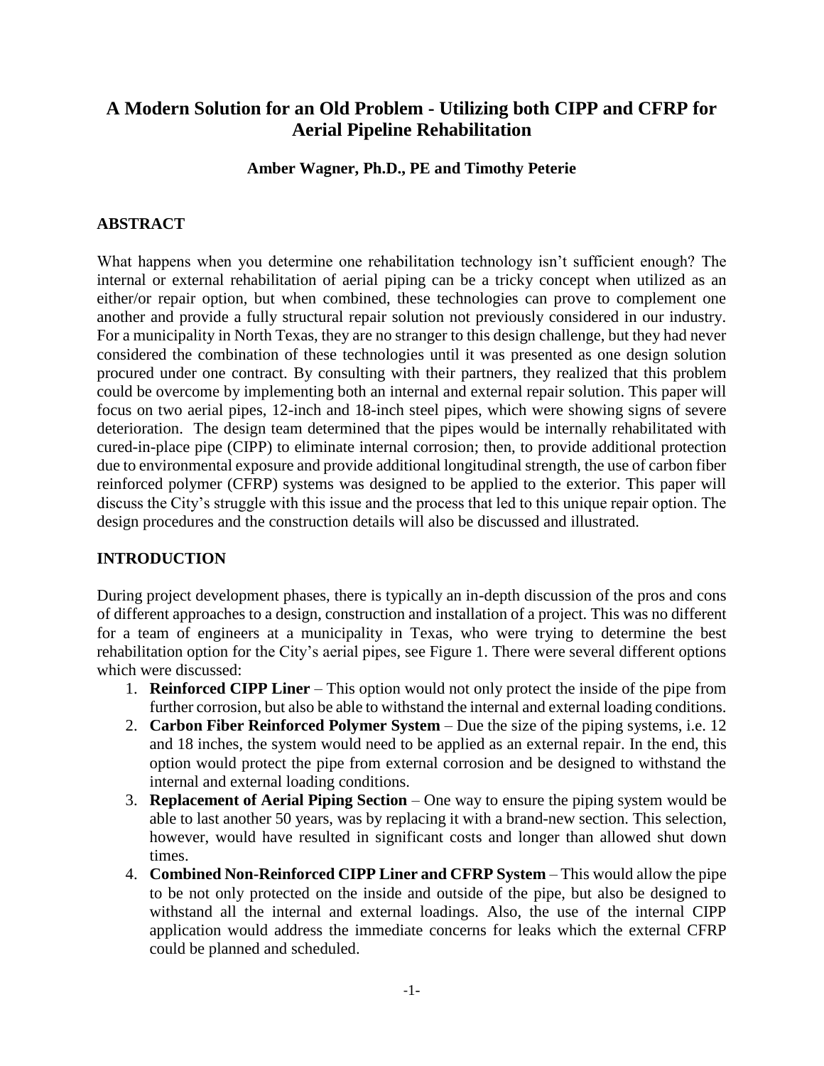# A Modern Solution for an Old Problem - Utilizing both CIPP and CFRP for Aerial Pipeline Rehabilitation

**Amber Wagner, Ph.D., PE and Timothy Peterie**

## ABSTRACT

What happens when you determine one rehabilitation technology isn't sufficient enough? The internal or external rehabilitation of aerial piping can be a tricky concept when utilized as an either/or repair option, but when combined, these technologies can prove to complement one another and provide a fully structural repair solution not previously considered in our industry. For a municipality in North Texas, they are no stranger to this design challenge, but they had never considered the combination of these technologies until it was presented as one design solution procured under one contract. By consulting with their partners, they realized that this problem could be overcome by implementing both an internal and external repair solution. This paper will focus on two aerial pipes, 12-inch and 18-inch steel pipes, which were showing signs of severe deterioration. The design team determined that the pipes would be internally rehabilitated with cured-in-place pipe (CIPP) to eliminate internal corrosion; then, to provide additional protection due to environmental exposure and provide additional longitudinal strength, the use of carbon fiber reinforced polymer (CFRP) systems was designed to be applied to the exterior. This paper will discuss the City's struggle with this issue and the process that led to this unique repair option. The design procedures and the construction details will also be discussed and illustrated.

## INTRODUCTION

During project development phases, there is typically an in-depth discussion of the pros and cons of different approaches to a design, construction and installation of a project. This was no different for a team of engineers at a municipality in Texas, who were trying to determine the best rehabilitation option for the City's aerial pipes, see Figure 1. There were several different options which were discussed:

1. **Reinforced CIPP Liner** – This option would not only protect the inside of the pipe from further corrosion, but also be able to withstand the internal and external loading conditions.
2. **Carbon Fiber Reinforced Polymer System** – Due the size of the piping systems, i.e. 12 and 18 inches, the system would need to be applied as an external repair. In the end, this option would protect the pipe from external corrosion and be designed to withstand the internal and external loading conditions.
3. **Replacement of Aerial Piping Section** – One way to ensure the piping system would be able to last another 50 years, was by replacing it with a brand-new section. This selection, however, would have resulted in significant costs and longer than allowed shut down times.
4. **Combined Non-Reinforced CIPP Liner and CFRP System** – This would allow the pipe to be not only protected on the inside and outside of the pipe, but also be designed to withstand all the internal and external loadings. Also, the use of the internal CIPP application would address the immediate concerns for leaks which the external CFRP could be planned and scheduled.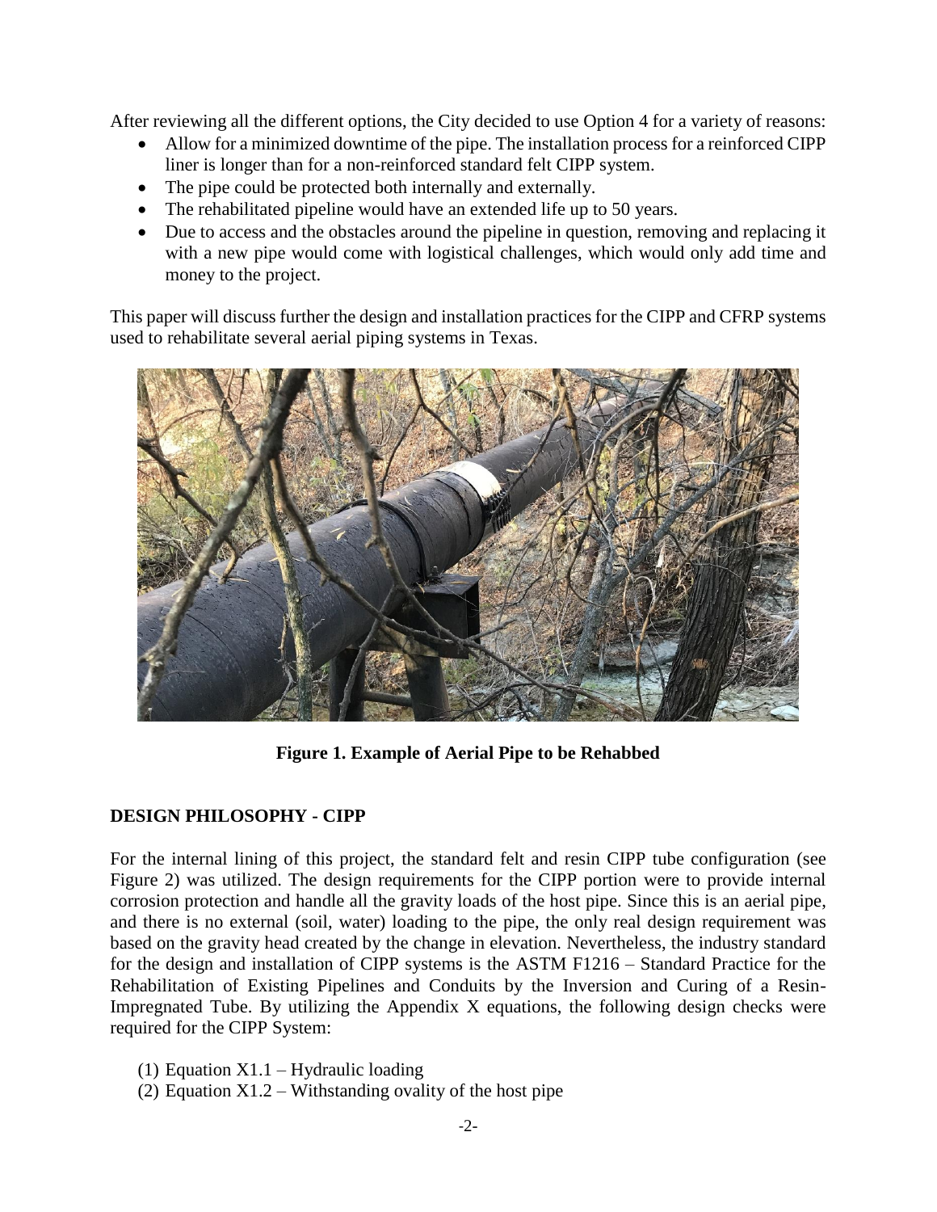After reviewing all the different options, the City decided to use Option 4 for a variety of reasons:

- Allow for a minimized downtime of the pipe. The installation process for a reinforced CIPP liner is longer than for a non-reinforced standard felt CIPP system.
- The pipe could be protected both internally and externally.
- The rehabilitated pipeline would have an extended life up to 50 years.
- Due to access and the obstacles around the pipeline in question, removing and replacing it with a new pipe would come with logistical challenges, which would only add time and money to the project.

This paper will discuss further the design and installation practices for the CIPP and CFRP systems used to rehabilitate several aerial piping systems in Texas.

**Figure 1. Example of Aerial Pipe to be Rehabbed**

## DESIGN PHILOSOPHY - CIPP

For the internal lining of this project, the standard felt and resin CIPP tube configuration (see Figure 2) was utilized. The design requirements for the CIPP portion were to provide internal corrosion protection and handle all the gravity loads of the host pipe. Since this is an aerial pipe, and there is no external (soil, water) loading to the pipe, the only real design requirement was based on the gravity head created by the change in elevation. Nevertheless, the industry standard for the design and installation of CIPP systems is the ASTM F1216 – Standard Practice for the Rehabilitation of Existing Pipelines and Conduits by the Inversion and Curing of a Resin-Impregnated Tube. By utilizing the Appendix X equations, the following design checks were required for the CIPP System:

(1) Equation X1.1 – Hydraulic loading
(2) Equation X1.2 – Withstanding ovality of the host pipe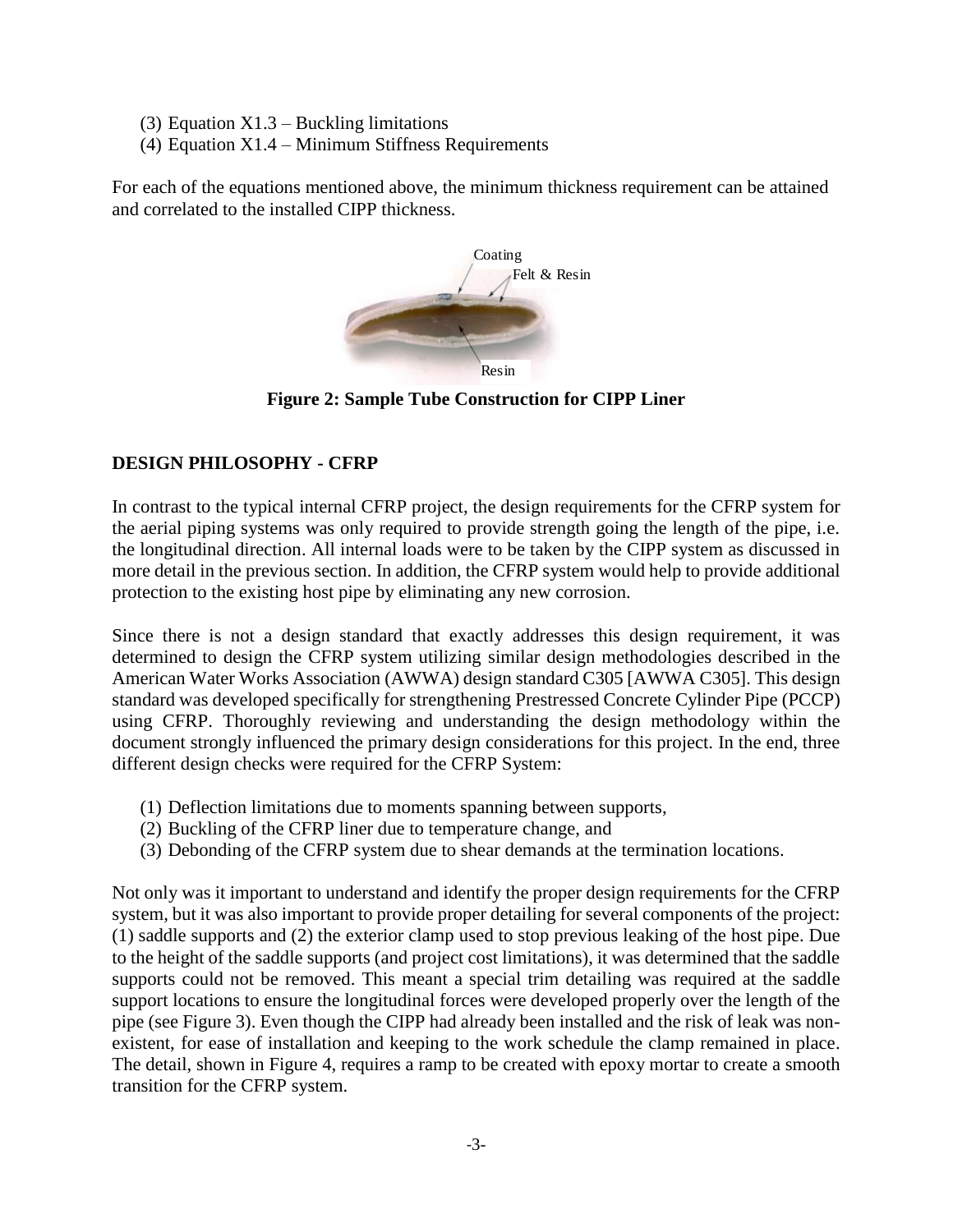(3) Equation X1.3 – Buckling limitations
(4) Equation X1.4 – Minimum Stiffness Requirements

For each of the equations mentioned above, the minimum thickness requirement can be attained and correlated to the installed CIPP thickness.

**Figure 2: Sample Tube Construction for CIPP Liner**

## DESIGN PHILOSOPHY - CFRP

In contrast to the typical internal CFRP project, the design requirements for the CFRP system for the aerial piping systems was only required to provide strength going the length of the pipe, i.e. the longitudinal direction. All internal loads were to be taken by the CIPP system as discussed in more detail in the previous section. In addition, the CFRP system would help to provide additional protection to the existing host pipe by eliminating any new corrosion.

Since there is not a design standard that exactly addresses this design requirement, it was determined to design the CFRP system utilizing similar design methodologies described in the American Water Works Association (AWWA) design standard C305 [AWWA C305]. This design standard was developed specifically for strengthening Prestressed Concrete Cylinder Pipe (PCCP) using CFRP. Thoroughly reviewing and understanding the design methodology within the document strongly influenced the primary design considerations for this project. In the end, three different design checks were required for the CFRP System:

(1) Deflection limitations due to moments spanning between supports,
(2) Buckling of the CFRP liner due to temperature change, and
(3) Debonding of the CFRP system due to shear demands at the termination locations.

Not only was it important to understand and identify the proper design requirements for the CFRP system, but it was also important to provide proper detailing for several components of the project: (1) saddle supports and (2) the exterior clamp used to stop previous leaking of the host pipe. Due to the height of the saddle supports (and project cost limitations), it was determined that the saddle supports could not be removed. This meant a special trim detailing was required at the saddle support locations to ensure the longitudinal forces were developed properly over the length of the pipe (see Figure 3). Even though the CIPP had already been installed and the risk of leak was non-existent, for ease of installation and keeping to the work schedule the clamp remained in place. The detail, shown in Figure 4, requires a ramp to be created with epoxy mortar to create a smooth transition for the CFRP system.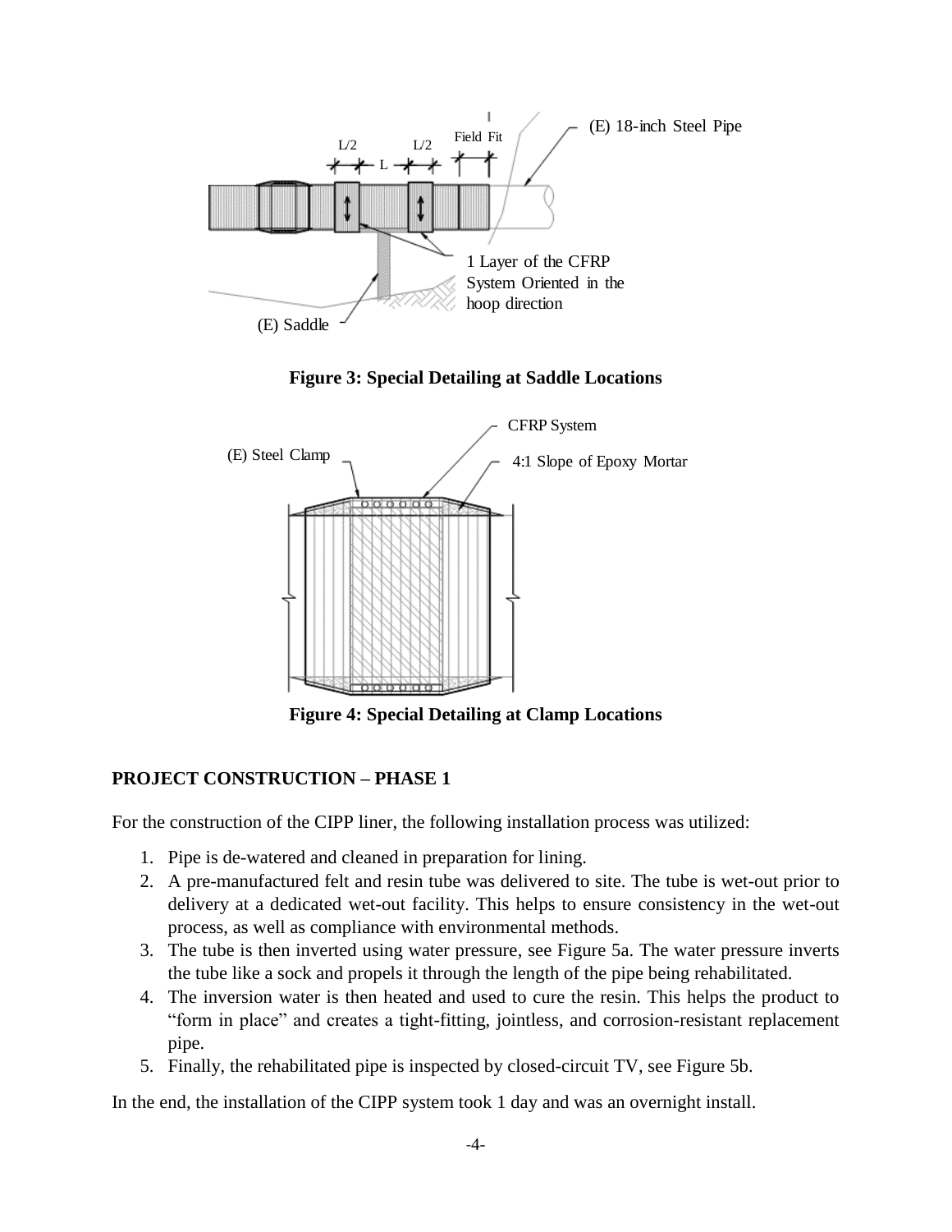**Figure 3: Special Detailing at Saddle Locations**

**Figure 4: Special Detailing at Clamp Locations**

## PROJECT CONSTRUCTION – PHASE 1

For the construction of the CIPP liner, the following installation process was utilized:

1. Pipe is de-watered and cleaned in preparation for lining.
2. A pre-manufactured felt and resin tube was delivered to site. The tube is wet-out prior to delivery at a dedicated wet-out facility. This helps to ensure consistency in the wet-out process, as well as compliance with environmental methods.
3. The tube is then inverted using water pressure, see Figure 5a. The water pressure inverts the tube like a sock and propels it through the length of the pipe being rehabilitated.
4. The inversion water is then heated and used to cure the resin. This helps the product to "form in place" and creates a tight-fitting, jointless, and corrosion-resistant replacement pipe.
5. Finally, the rehabilitated pipe is inspected by closed-circuit TV, see Figure 5b.

In the end, the installation of the CIPP system took 1 day and was an overnight install.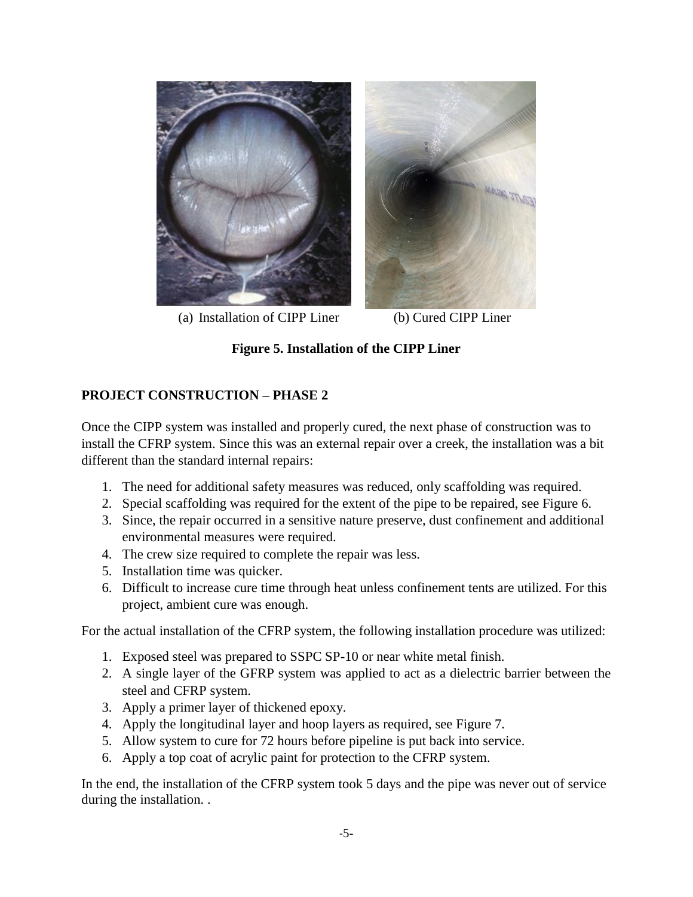(a) Installation of CIPP Liner (b) Cured CIPP Liner

**Figure 5. Installation of the CIPP Liner**

## PROJECT CONSTRUCTION – PHASE 2

Once the CIPP system was installed and properly cured, the next phase of construction was to install the CFRP system. Since this was an external repair over a creek, the installation was a bit different than the standard internal repairs:

1. The need for additional safety measures was reduced, only scaffolding was required.
2. Special scaffolding was required for the extent of the pipe to be repaired, see Figure 6.
3. Since, the repair occurred in a sensitive nature preserve, dust confinement and additional environmental measures were required.
4. The crew size required to complete the repair was less.
5. Installation time was quicker.
6. Difficult to increase cure time through heat unless confinement tents are utilized. For this project, ambient cure was enough.

For the actual installation of the CFRP system, the following installation procedure was utilized:

1. Exposed steel was prepared to SSPC SP-10 or near white metal finish.
2. A single layer of the GFRP system was applied to act as a dielectric barrier between the steel and CFRP system.
3. Apply a primer layer of thickened epoxy.
4. Apply the longitudinal layer and hoop layers as required, see Figure 7.
5. Allow system to cure for 72 hours before pipeline is put back into service.
6. Apply a top coat of acrylic paint for protection to the CFRP system.

In the end, the installation of the CFRP system took 5 days and the pipe was never out of service during the installation. .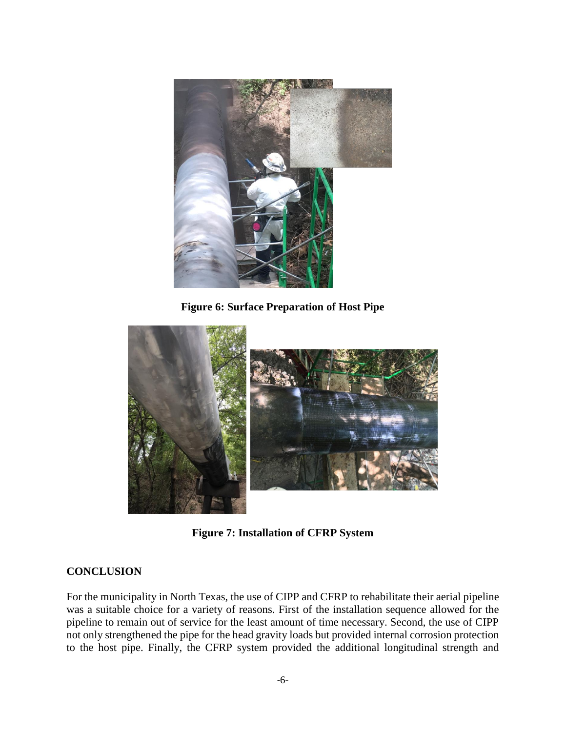**Figure 6: Surface Preparation of Host Pipe**

**Figure 7: Installation of CFRP System**

## CONCLUSION

For the municipality in North Texas, the use of CIPP and CFRP to rehabilitate their aerial pipeline was a suitable choice for a variety of reasons. First of the installation sequence allowed for the pipeline to remain out of service for the least amount of time necessary. Second, the use of CIPP not only strengthened the pipe for the head gravity loads but provided internal corrosion protection to the host pipe. Finally, the CFRP system provided the additional longitudinal strength and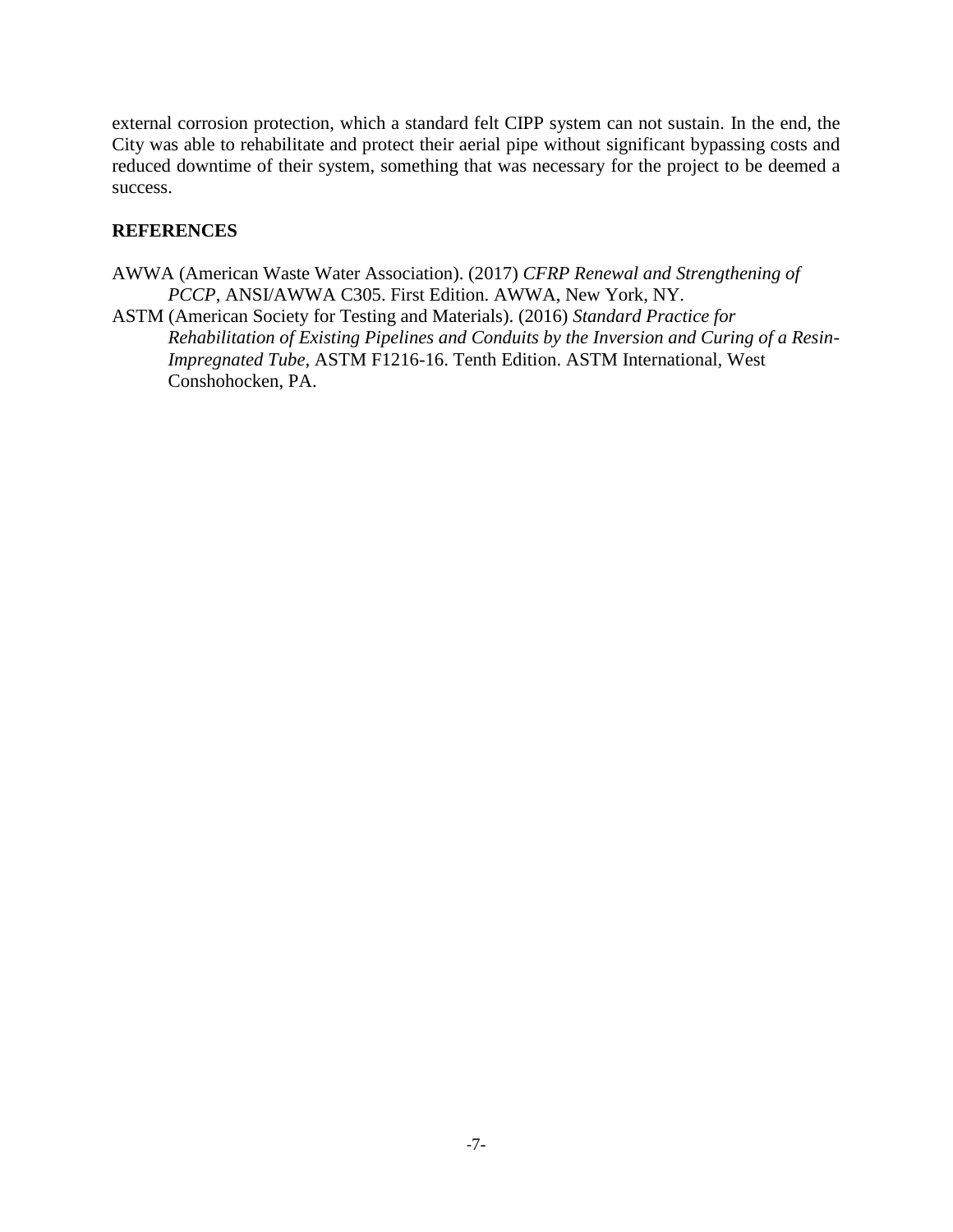external corrosion protection, which a standard felt CIPP system can not sustain. In the end, the City was able to rehabilitate and protect their aerial pipe without significant bypassing costs and reduced downtime of their system, something that was necessary for the project to be deemed a success.

## REFERENCES

AWWA (American Waste Water Association). (2017) *CFRP Renewal and Strengthening of PCCP*, ANSI/AWWA C305. First Edition. AWWA, New York, NY.

ASTM (American Society for Testing and Materials). (2016) *Standard Practice for Rehabilitation of Existing Pipelines and Conduits by the Inversion and Curing of a Resin-Impregnated Tube*, ASTM F1216-16. Tenth Edition. ASTM International, West Conshohocken, PA.